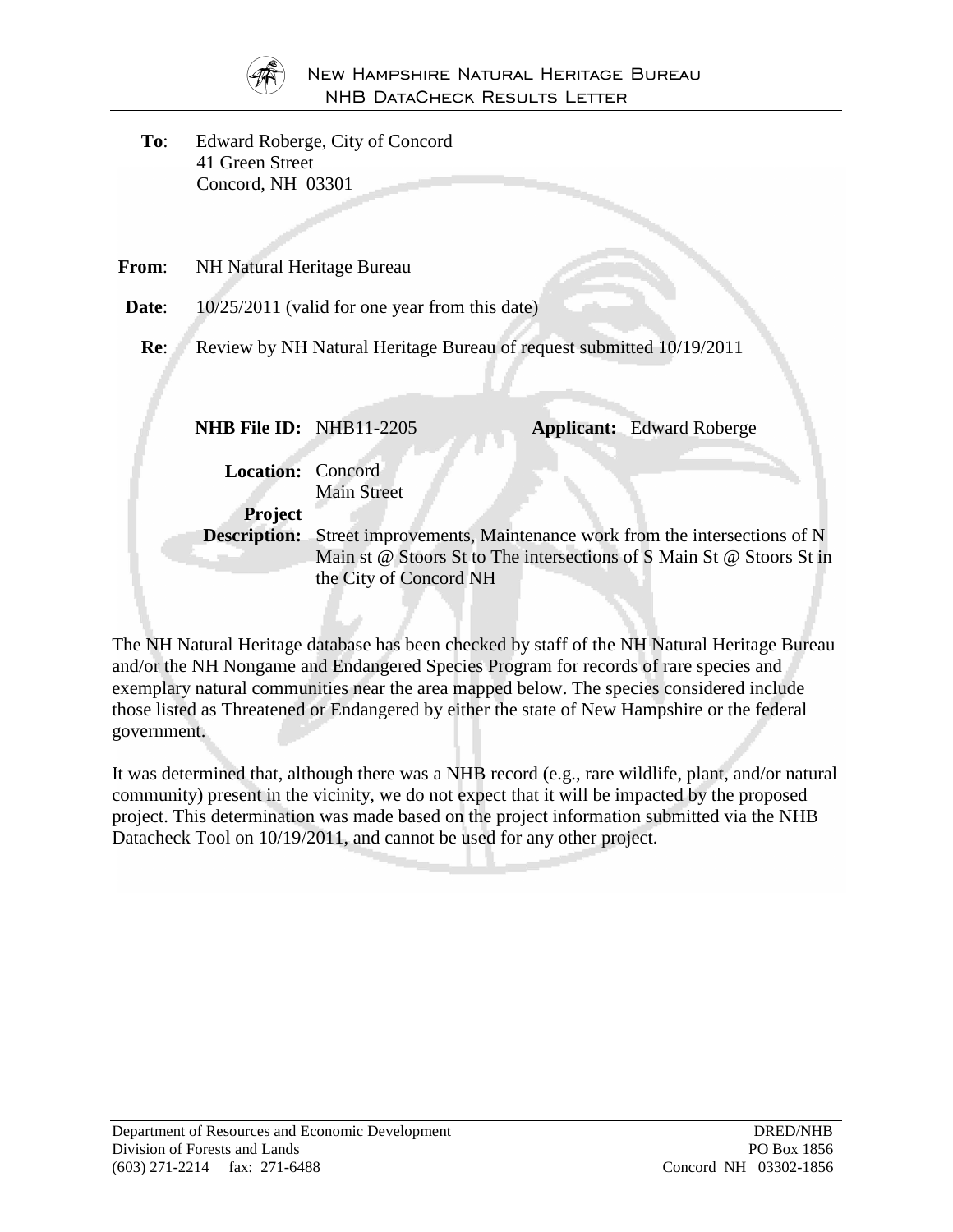# New Hampshire Natural Heritage Bureau

## NHB DataCheck Results Letter

**To**: Edward Roberge, City of Concord  
41 Green Street  
Concord, NH 03301

**From**: NH Natural Heritage Bureau

**Date**: 10/25/2011 (valid for one year from this date)

**Re**: Review by NH Natural Heritage Bureau of request submitted 10/19/2011

**NHB File ID:** NHB11-2205 **Applicant:** Edward Roberge

**Location:** Concord  
Main Street

**Project Description:** Street improvements, Maintenance work from the intersections of N Main st @ Stoors St to The intersections of S Main St @ Stoors St in the City of Concord NH

The NH Natural Heritage database has been checked by staff of the NH Natural Heritage Bureau and/or the NH Nongame and Endangered Species Program for records of rare species and exemplary natural communities near the area mapped below. The species considered include those listed as Threatened or Endangered by either the state of New Hampshire or the federal government.

It was determined that, although there was a NHB record (e.g., rare wildlife, plant, and/or natural community) present in the vicinity, we do not expect that it will be impacted by the proposed project. This determination was made based on the project information submitted via the NHB Datacheck Tool on 10/19/2011, and cannot be used for any other project.

Department of Resources and Economic Development  
Division of Forests and Lands  
(603) 271-2214 fax: 271-6488

DRED/NHB  
PO Box 1856  
Concord NH 03302-1856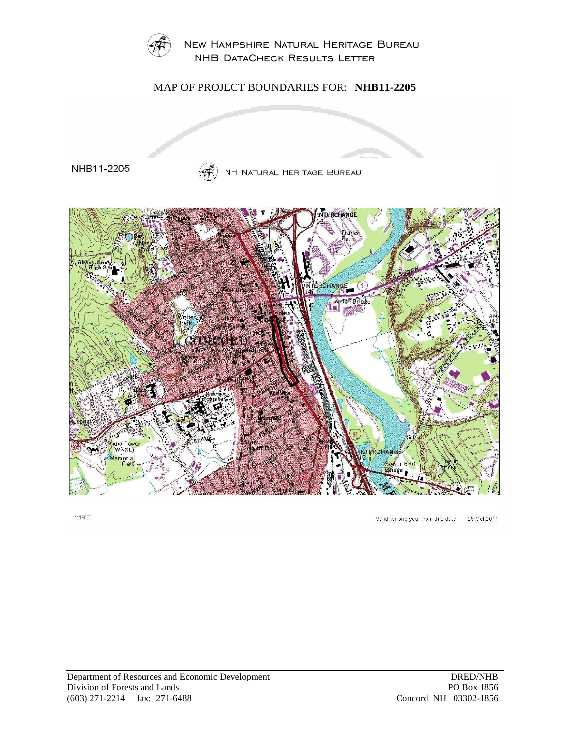# New Hampshire Natural Heritage Bureau

## NHB DataCheck Results Letter

MAP OF PROJECT BOUNDARIES FOR: **NHB11-2205**

NHB11-2205

NH Natural Heritage Bureau

1:18000

Valid for one year from this date: 25 Oct 2011

Department of Resources and Economic Development
Division of Forests and Lands
(603) 271-2214 fax: 271-6488

DRED/NHB
PO Box 1856
Concord NH 03302-1856